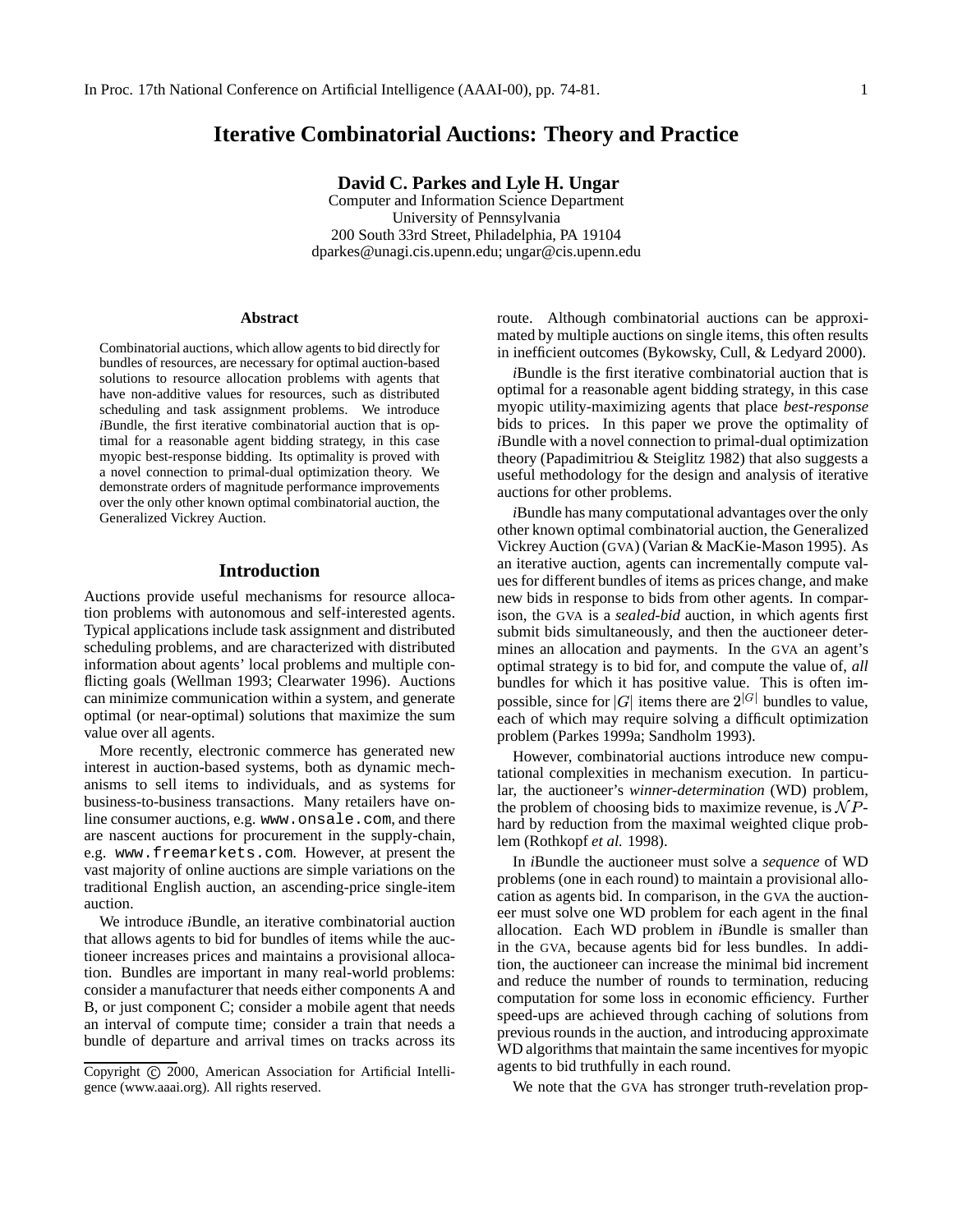# Iterative Combinatorial Auctions: Theory and Practice

**David C. Parkes and Lyle H. Ungar**

Computer and Information Science Department
University of Pennsylvania
200 South 33rd Street, Philadelphia, PA 19104
dparkes@unagi.cis.upenn.edu; ungar@cis.upenn.edu

### Abstract

Combinatorial auctions, which allow agents to bid directly for bundles of resources, are necessary for optimal auction-based solutions to resource allocation problems with agents that have non-additive values for resources, such as distributed scheduling and task assignment problems. We introduce *i*Bundle, the first iterative combinatorial auction that is optimal for a reasonable agent bidding strategy, in this case myopic best-response bidding. Its optimality is proved with a novel connection to primal-dual optimization theory. We demonstrate orders of magnitude performance improvements over the only other known optimal combinatorial auction, the Generalized Vickrey Auction.

## Introduction

Auctions provide useful mechanisms for resource allocation problems with autonomous and self-interested agents. Typical applications include task assignment and distributed scheduling problems, and are characterized with distributed information about agents' local problems and multiple conflicting goals (Wellman 1993; Clearwater 1996). Auctions can minimize communication within a system, and generate optimal (or near-optimal) solutions that maximize the sum value over all agents.

More recently, electronic commerce has generated new interest in auction-based systems, both as dynamic mechanisms to sell items to individuals, and as systems for business-to-business transactions. Many retailers have online consumer auctions, e.g. `www.onsale.com`, and there are nascent auctions for procurement in the supply-chain, e.g. `www.freemarkets.com`. However, at present the vast majority of online auctions are simple variations on the traditional English auction, an ascending-price single-item auction.

We introduce *i*Bundle, an iterative combinatorial auction that allows agents to bid for bundles of items while the auctioneer increases prices and maintains a provisional allocation. Bundles are important in many real-world problems: consider a manufacturer that needs either components A and B, or just component C; consider a mobile agent that needs an interval of compute time; consider a train that needs a bundle of departure and arrival times on tracks across its route. Although combinatorial auctions can be approximated by multiple auctions on single items, this often results in inefficient outcomes (Bykowsky, Cull, & Ledyard 2000).

*i*Bundle is the first iterative combinatorial auction that is optimal for a reasonable agent bidding strategy, in this case myopic utility-maximizing agents that place *best-response* bids to prices. In this paper we prove the optimality of *i*Bundle with a novel connection to primal-dual optimization theory (Papadimitriou & Steiglitz 1982) that also suggests a useful methodology for the design and analysis of iterative auctions for other problems.

*i*Bundle has many computational advantages over the only other known optimal combinatorial auction, the Generalized Vickrey Auction (GVA) (Varian & MacKie-Mason 1995). As an iterative auction, agents can incrementally compute values for different bundles of items as prices change, and make new bids in response to bids from other agents. In comparison, the GVA is a *sealed-bid* auction, in which agents first submit bids simultaneously, and then the auctioneer determines an allocation and payments. In the GVA an agent's optimal strategy is to bid for, and compute the value of, *all* bundles for which it has positive value. This is often impossible, since for $|G|$ items there are $2^{|G|}$ bundles to value, each of which may require solving a difficult optimization problem (Parkes 1999a; Sandholm 1993).

However, combinatorial auctions introduce new computational complexities in mechanism execution. In particular, the auctioneer's *winner-determination* (WD) problem, the problem of choosing bids to maximize revenue, is $\mathcal{NP}$-hard by reduction from the maximal weighted clique problem (Rothkopf *et al.* 1998).

In *i*Bundle the auctioneer must solve a *sequence* of WD problems (one in each round) to maintain a provisional allocation as agents bid. In comparison, in the GVA the auctioneer must solve one WD problem for each agent in the final allocation. Each WD problem in *i*Bundle is smaller than in the GVA, because agents bid for less bundles. In addition, the auctioneer can increase the minimal bid increment and reduce the number of rounds to termination, reducing computation for some loss in economic efficiency. Further speed-ups are achieved through caching of solutions from previous rounds in the auction, and introducing approximate WD algorithms that maintain the same incentives for myopic agents to bid truthfully in each round.

We note that the GVA has stronger truth-revelation prop-

Copyright © 2000, American Association for Artificial Intelligence (www.aaai.org). All rights reserved.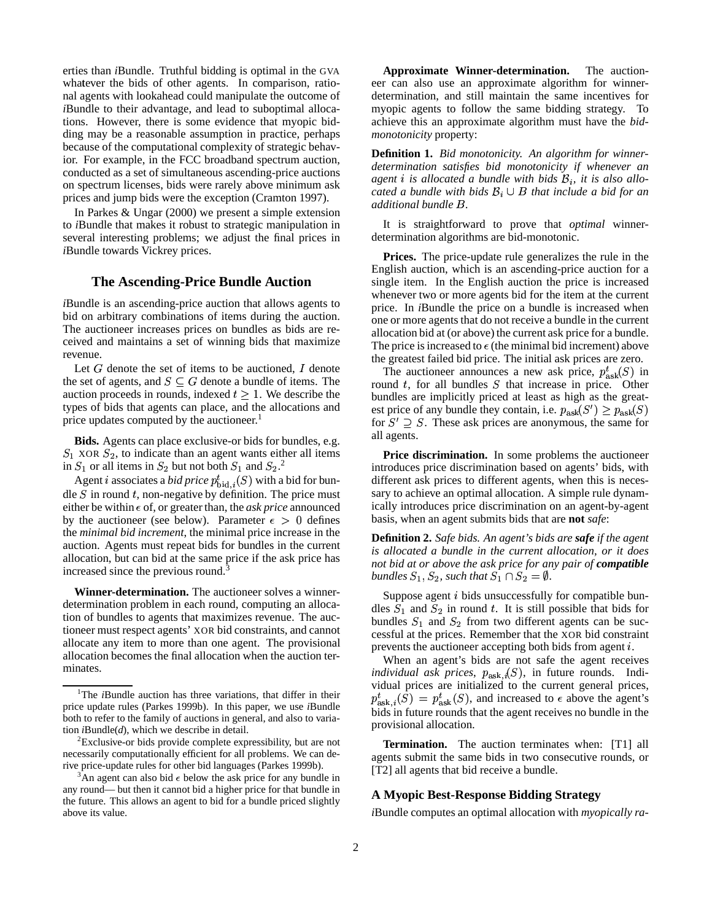erties than *i*Bundle. Truthful bidding is optimal in the GVA whatever the bids of other agents. In comparison, rational agents with lookahead could manipulate the outcome of *i*Bundle to their advantage, and lead to suboptimal allocations. However, there is some evidence that myopic bidding may be a reasonable assumption in practice, perhaps because of the computational complexity of strategic behavior. For example, in the FCC broadband spectrum auction, conducted as a set of simultaneous ascending-price auctions on spectrum licenses, bids were rarely above minimum ask prices and jump bids were the exception (Cramton 1997).

In Parkes & Ungar (2000) we present a simple extension to *i*Bundle that makes it robust to strategic manipulation in several interesting problems; we adjust the final prices in *i*Bundle towards Vickrey prices.

## The Ascending-Price Bundle Auction

*i*Bundle is an ascending-price auction that allows agents to bid on arbitrary combinations of items during the auction. The auctioneer increases prices on bundles as bids are received and maintains a set of winning bids that maximize revenue.

Let $G$ denote the set of items to be auctioned, $I$ denote the set of agents, and $S \subseteq G$ denote a bundle of items. The auction proceeds in rounds, indexed $t \geq 1$. We describe the types of bids that agents can place, and the allocations and price updates computed by the auctioneer.[1]

**Bids.** Agents can place exclusive-or bids for bundles, e.g. $S_1$ XOR $S_2$, to indicate than an agent wants either all items in $S_1$ or all items in $S_2$ but not both $S_1$ and $S_2$.[2]

Agent $i$ associates a *bid price* $p^t_{\text{bid},i}(S)$ with a bid for bundle $S$ in round $t$, non-negative by definition. The price must either be within $\epsilon$ of, or greater than, the *ask price* announced by the auctioneer (see below). Parameter $\epsilon > 0$ defines the *minimal bid increment*, the minimal price increase in the auction. Agents must repeat bids for bundles in the current allocation, but can bid at the same price if the ask price has increased since the previous round.[3]

**Winner-determination.** The auctioneer solves a winner-determination problem in each round, computing an allocation of bundles to agents that maximizes revenue. The auctioneer must respect agents' XOR bid constraints, and cannot allocate any item to more than one agent. The provisional allocation becomes the final allocation when the auction terminates.

[1] The *i*Bundle auction has three variations, that differ in their price update rules (Parkes 1999b). In this paper, we use *i*Bundle both to refer to the family of auctions in general, and also to variation *i*Bundle(*d*), which we describe in detail.

[2] Exclusive-or bids provide complete expressibility, but are not necessarily computationally efficient for all problems. We can derive price-update rules for other bid languages (Parkes 1999b).

[3] An agent can also bid $\epsilon$ below the ask price for any bundle in any round— but then it cannot bid a higher price for that bundle in the future. This allows an agent to bid for a bundle priced slightly above its value.

**Approximate Winner-determination.** The auctioneer can also use an approximate algorithm for winner-determination, and still maintain the same incentives for myopic agents to follow the same bidding strategy. To achieve this an approximate algorithm must have the *bid-monotonicity* property:

**Definition 1.** *Bid monotonicity. An algorithm for winner-determination satisfies bid monotonicity if whenever an agent $i$ is allocated a bundle with bids $\mathcal{B}_i$, it is also allocated a bundle with bids $\mathcal{B}_i \cup B$ that include a bid for an additional bundle $B$.*

It is straightforward to prove that *optimal* winner-determination algorithms are bid-monotonic.

**Prices.** The price-update rule generalizes the rule in the English auction, which is an ascending-price auction for a single item. In the English auction the price is increased whenever two or more agents bid for the item at the current price. In *i*Bundle the price on a bundle is increased when one or more agents that do not receive a bundle in the current allocation bid at (or above) the current ask price for a bundle. The price is increased to $\epsilon$ (the minimal bid increment) above the greatest failed bid price. The initial ask prices are zero.

The auctioneer announces a new ask price, $p^t_{\text{ask}}(S)$ in round $t$, for all bundles $S$ that increase in price. Other bundles are implicitly priced at least as high as the greatest price of any bundle they contain, i.e. $p_{\text{ask}}(S') \geq p_{\text{ask}}(S)$ for $S' \supseteq S$. These ask prices are anonymous, the same for all agents.

**Price discrimination.** In some problems the auctioneer introduces price discrimination based on agents' bids, with different ask prices to different agents, when this is necessary to achieve an optimal allocation. A simple rule dynamically introduces price discrimination on an agent-by-agent basis, when an agent submits bids that are **not** *safe*:

**Definition 2.** *Safe bids. An agent's bids are **safe** if the agent is allocated a bundle in the current allocation, or it does not bid at or above the ask price for any pair of **compatible** bundles $S_1, S_2$, such that $S_1 \cap S_2 = \emptyset$.*

Suppose agent $i$ bids unsuccessfully for compatible bundles $S_1$ and $S_2$ in round $t$. It is still possible that bids for bundles $S_1$ and $S_2$ from two different agents can be successful at the prices. Remember that the XOR bid constraint prevents the auctioneer accepting both bids from agent $i$.

When an agent's bids are not safe the agent receives *individual ask prices*, $p_{\text{ask},i}(S)$, in future rounds. Individual prices are initialized to the current general prices, $p^t_{\text{ask},i}(S) = p^t_{\text{ask}}(S)$, and increased to $\epsilon$ above the agent's bids in future rounds that the agent receives no bundle in the provisional allocation.

**Termination.** The auction terminates when: [T1] all agents submit the same bids in two consecutive rounds, or [T2] all agents that bid receive a bundle.

### A Myopic Best-Response Bidding Strategy

*i*Bundle computes an optimal allocation with *myopically ra-*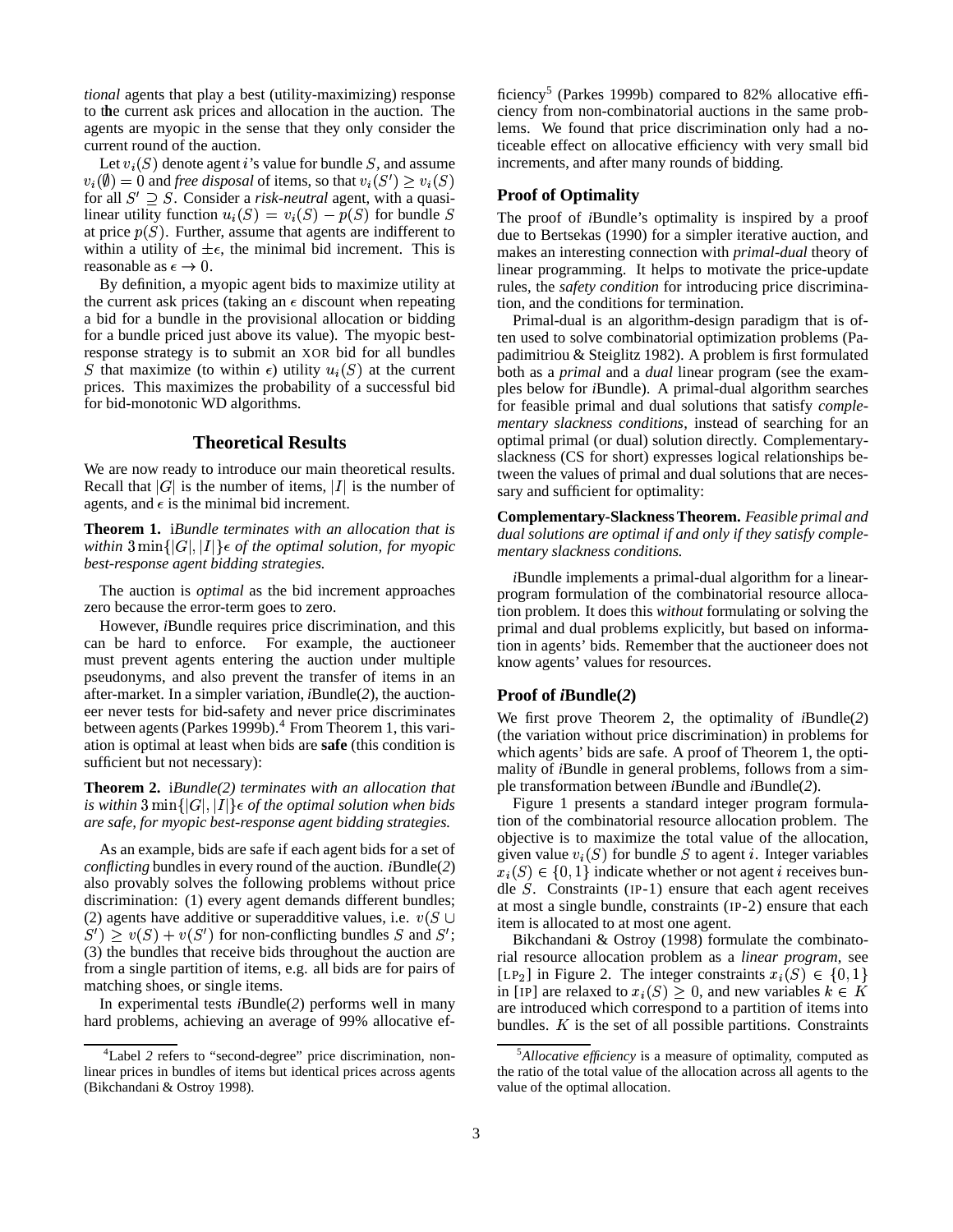*tional* agents that play a best (utility-maximizing) response to the current ask prices and allocation in the auction. The agents are myopic in the sense that they only consider the current round of the auction.

Let $v_i(S)$ denote agent $i$'s value for bundle $S$, and assume $v_i(\emptyset) = 0$ and *free disposal* of items, so that $v_i(S') \geq v_i(S)$ for all $S' \supseteq S$. Consider a *risk-neutral* agent, with a quasi-linear utility function $u_i(S) = v_i(S) - p(S)$ for bundle $S$ at price $p(S)$. Further, assume that agents are indifferent to within a utility of $\pm\epsilon$, the minimal bid increment. This is reasonable as $\epsilon \to 0$.

By definition, a myopic agent bids to maximize utility at the current ask prices (taking an $\epsilon$ discount when repeating a bid for a bundle in the provisional allocation or bidding for a bundle priced just above its value). The myopic best-response strategy is to submit an XOR bid for all bundles $S$ that maximize (to within $\epsilon$) utility $u_i(S)$ at the current prices. This maximizes the probability of a successful bid for bid-monotonic WD algorithms.

## Theoretical Results

We are now ready to introduce our main theoretical results. Recall that $|G|$ is the number of items, $|I|$ is the number of agents, and $\epsilon$ is the minimal bid increment.

**Theorem 1.** i*Bundle terminates with an allocation that is within* $3\min\{|G|, |I|\}\epsilon$ *of the optimal solution, for myopic best-response agent bidding strategies.*

The auction is *optimal* as the bid increment approaches zero because the error-term goes to zero.

However, *i*Bundle requires price discrimination, and this can be hard to enforce. For example, the auctioneer must prevent agents entering the auction under multiple pseudonyms, and also prevent the transfer of items in an after-market. In a simpler variation, *i*Bundle(*2*), the auctioneer never tests for bid-safety and never price discriminates between agents (Parkes 1999b).[4] From Theorem 1, this variation is optimal at least when bids are **safe** (this condition is sufficient but not necessary):

**Theorem 2.** i*Bundle(2) terminates with an allocation that is within* $3\min\{|G|, |I|\}\epsilon$ *of the optimal solution when bids are safe, for myopic best-response agent bidding strategies.*

As an example, bids are safe if each agent bids for a set of *conflicting* bundles in every round of the auction. *i*Bundle(*2*) also provably solves the following problems without price discrimination: (1) every agent demands different bundles; (2) agents have additive or superadditive values, i.e. $v(S \cup S') \geq v(S) + v(S')$ for non-conflicting bundles $S$ and $S'$; (3) the bundles that receive bids throughout the auction are from a single partition of items, e.g. all bids are for pairs of matching shoes, or single items.

In experimental tests *i*Bundle(*2*) performs well in many hard problems, achieving an average of 99% allocative efficiency[5] (Parkes 1999b) compared to 82% allocative efficiency from non-combinatorial auctions in the same problems. We found that price discrimination only had a noticeable effect on allocative efficiency with very small bid increments, and after many rounds of bidding.

### Proof of Optimality

The proof of *i*Bundle's optimality is inspired by a proof due to Bertsekas (1990) for a simpler iterative auction, and makes an interesting connection with *primal-dual* theory of linear programming. It helps to motivate the price-update rules, the *safety condition* for introducing price discrimination, and the conditions for termination.

Primal-dual is an algorithm-design paradigm that is often used to solve combinatorial optimization problems (Papadimitriou & Steiglitz 1982). A problem is first formulated both as a *primal* and a *dual* linear program (see the examples below for *i*Bundle). A primal-dual algorithm searches for feasible primal and dual solutions that satisfy *complementary slackness conditions*, instead of searching for an optimal primal (or dual) solution directly. Complementary-slackness (CS for short) expresses logical relationships between the values of primal and dual solutions that are necessary and sufficient for optimality:

**Complementary-Slackness Theorem.** *Feasible primal and dual solutions are optimal if and only if they satisfy complementary slackness conditions.*

*i*Bundle implements a primal-dual algorithm for a linear-program formulation of the combinatorial resource allocation problem. It does this *without* formulating or solving the primal and dual problems explicitly, but based on information in agents' bids. Remember that the auctioneer does not know agents' values for resources.

### Proof of *i*Bundle(*2*)

We first prove Theorem 2, the optimality of *i*Bundle(*2*) (the variation without price discrimination) in problems for which agents' bids are safe. A proof of Theorem 1, the optimality of *i*Bundle in general problems, follows from a simple transformation between *i*Bundle and *i*Bundle(*2*).

Figure 1 presents a standard integer program formulation of the combinatorial resource allocation problem. The objective is to maximize the total value of the allocation, given value $v_i(S)$ for bundle $S$ to agent $i$. Integer variables $x_i(S) \in \{0, 1\}$ indicate whether or not agent $i$ receives bundle $S$. Constraints (IP-1) ensure that each agent receives at most a single bundle, constraints (IP-2) ensure that each item is allocated to at most one agent.

Bikchandani & Ostroy (1998) formulate the combinatorial resource allocation problem as a *linear program*, see [LP$_2$] in Figure 2. The integer constraints $x_i(S) \in \{0, 1\}$ in [IP] are relaxed to $x_i(S) \geq 0$, and new variables $k \in K$ are introduced which correspond to a partition of items into bundles. $K$ is the set of all possible partitions. Constraints

---

[4] Label *2* refers to "second-degree" price discrimination, non-linear prices in bundles of items but identical prices across agents (Bikchandani & Ostroy 1998).

[5] *Allocative efficiency* is a measure of optimality, computed as the ratio of the total value of the allocation across all agents to the value of the optimal allocation.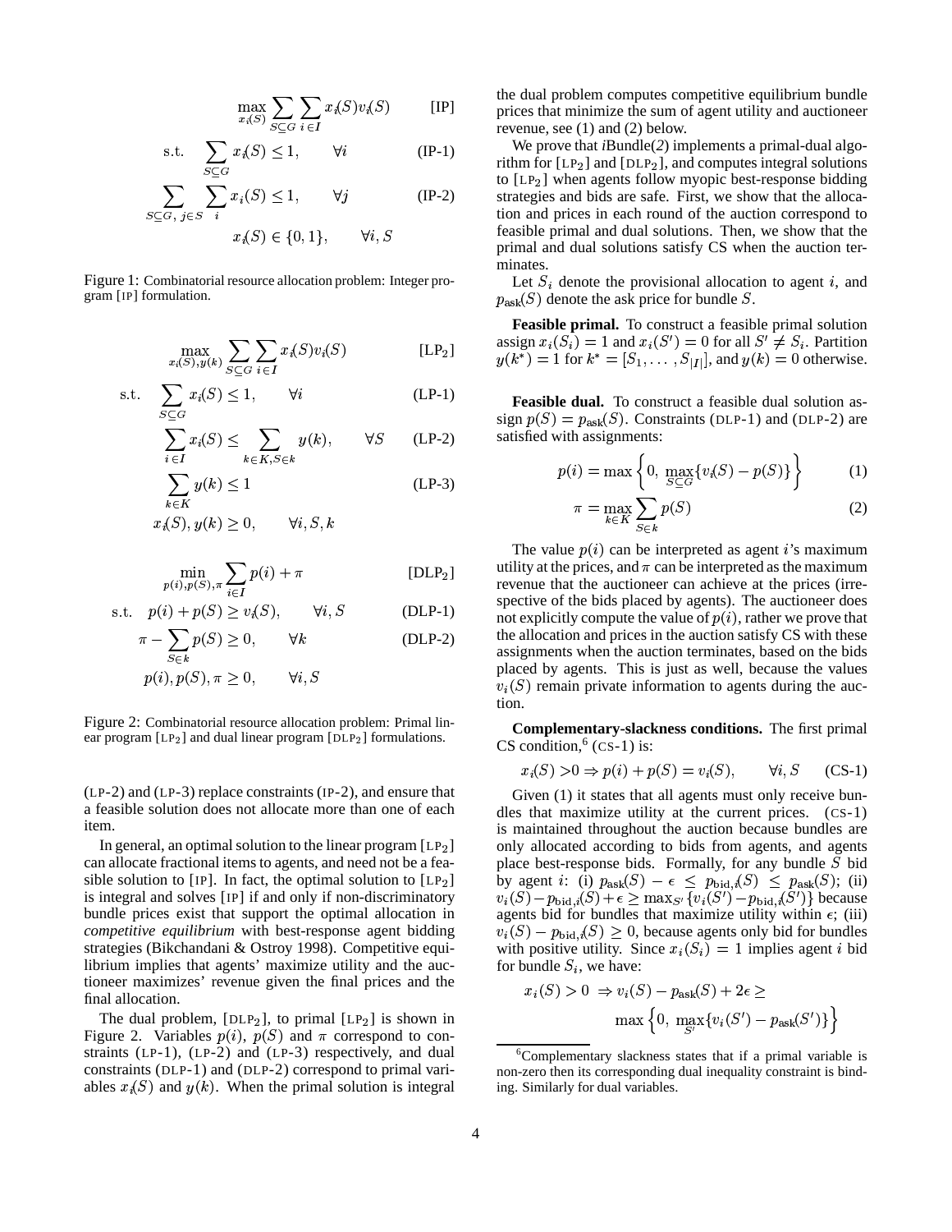$$\max_{x_i(S)} \sum_{S \subseteq G} \sum_{i \in I} x_i(S) v_i(S) \qquad \text{[IP]}$$

$$\text{s.t.} \quad \sum_{S \subseteq G} x_i(S) \leq 1, \qquad \forall i \qquad \text{(IP-1)}$$

$$\sum_{S \subseteq G,\ j \in S} \sum_{i} x_i(S) \leq 1, \qquad \forall j \qquad \text{(IP-2)}$$

$$x_i(S) \in \{0, 1\}, \qquad \forall i, S$$

Figure 1: Combinatorial resource allocation problem: Integer program [IP] formulation.

$$\max_{x_i(S), y(k)} \sum_{S \subseteq G} \sum_{i \in I} x_i(S) v_i(S) \qquad [\text{LP}_2]$$

$$\text{s.t.} \quad \sum_{S \subseteq G} x_i(S) \leq 1, \qquad \forall i \qquad \text{(LP-1)}$$

$$\sum_{i \in I} x_i(S) \leq \sum_{k \in K, S \in k} y(k), \qquad \forall S \qquad \text{(LP-2)}$$

$$\sum_{k \in K} y(k) \leq 1 \qquad \text{(LP-3)}$$

$$x_i(S), y(k) \geq 0, \qquad \forall i, S, k$$

$$\min_{p(i), p(S), \pi} \sum_{i \in I} p(i) + \pi \qquad [\text{DLP}_2]$$

$$\text{s.t.} \quad p(i) + p(S) \geq v_i(S), \qquad \forall i, S \qquad \text{(DLP-1)}$$

$$\pi - \sum_{S \in k} p(S) \geq 0, \qquad \forall k \qquad \text{(DLP-2)}$$

$$p(i), p(S), \pi \geq 0, \qquad \forall i, S$$

Figure 2: Combinatorial resource allocation problem: Primal linear program [$\text{LP}_2$] and dual linear program [$\text{DLP}_2$] formulations.

(LP-2) and (LP-3) replace constraints (IP-2), and ensure that a feasible solution does not allocate more than one of each item.

In general, an optimal solution to the linear program [$\text{LP}_2$] can allocate fractional items to agents, and need not be a feasible solution to [IP]. In fact, the optimal solution to [$\text{LP}_2$] is integral and solves [IP] if and only if non-discriminatory bundle prices exist that support the optimal allocation in *competitive equilibrium* with best-response agent bidding strategies (Bikchandani & Ostroy 1998). Competitive equilibrium implies that agents' maximize utility and the auctioneer maximizes' revenue given the final prices and the final allocation.

The dual problem, [$\text{DLP}_2$], to primal [$\text{LP}_2$] is shown in Figure 2. Variables $p(i)$, $p(S)$ and $\pi$ correspond to constraints (LP-1), (LP-2) and (LP-3) respectively, and dual constraints (DLP-1) and (DLP-2) correspond to primal variables $x_i(S)$ and $y(k)$. When the primal solution is integral the dual problem computes competitive equilibrium bundle prices that minimize the sum of agent utility and auctioneer revenue, see (1) and (2) below.

We prove that *i*Bundle(*2*) implements a primal-dual algorithm for [$\text{LP}_2$] and [$\text{DLP}_2$], and computes integral solutions to [$\text{LP}_2$] when agents follow myopic best-response bidding strategies and bids are safe. First, we show that the allocation and prices in each round of the auction correspond to feasible primal and dual solutions. Then, we show that the primal and dual solutions satisfy CS when the auction terminates.

Let $S_i$ denote the provisional allocation to agent $i$, and $p_{\text{ask}}(S)$ denote the ask price for bundle $S$.

**Feasible primal.** To construct a feasible primal solution assign $x_i(S_i) = 1$ and $x_i(S') = 0$ for all $S' \neq S_i$. Partition $y(k^*) = 1$ for $k^* = [S_1, \ldots, S_{|I|}]$, and $y(k) = 0$ otherwise.

**Feasible dual.** To construct a feasible dual solution assign $p(S) = p_{\text{ask}}(S)$. Constraints (DLP-1) and (DLP-2) are satisfied with assignments:

$$p(i) = \max\left\{0,\ \max_{S \subseteq G}\{v_i(S) - p(S)\}\right\} \qquad (1)$$

$$\pi = \max_{k \in K} \sum_{S \in k} p(S) \qquad (2)$$

The value $p(i)$ can be interpreted as agent $i$'s maximum utility at the prices, and $\pi$ can be interpreted as the maximum revenue that the auctioneer can achieve at the prices (irrespective of the bids placed by agents). The auctioneer does not explicitly compute the value of $p(i)$, rather we prove that the allocation and prices in the auction satisfy CS with these assignments when the auction terminates, based on the bids placed by agents. This is just as well, because the values $v_i(S)$ remain private information to agents during the auction.

**Complementary-slackness conditions.** The first primal CS condition,[6] (CS-1) is:

$$x_i(S) > 0 \Rightarrow p(i) + p(S) = v_i(S), \qquad \forall i, S \qquad \text{(CS-1)}$$

Given (1) it states that all agents must only receive bundles that maximize utility at the current prices. (CS-1) is maintained throughout the auction because bundles are only allocated according to bids from agents, and agents place best-response bids. Formally, for any bundle $S$ bid by agent $i$: (i) $p_{\text{ask}}(S) - \epsilon \leq p_{\text{bid},i}(S) \leq p_{\text{ask}}(S)$; (ii) $v_i(S) - p_{\text{bid},i}(S) + \epsilon \geq \max_{S'}\{v_i(S') - p_{\text{bid},i}(S')\}$ because agents bid for bundles that maximize utility within $\epsilon$; (iii) $v_i(S) - p_{\text{bid},i}(S) \geq 0$, because agents only bid for bundles with positive utility. Since $x_i(S_i) = 1$ implies agent $i$ bid for bundle $S_i$, we have:

$$x_i(S) > 0 \ \Rightarrow v_i(S) - p_{\text{ask}}(S) + 2\epsilon \geq \max\left\{0,\ \max_{S'}\{v_i(S') - p_{\text{ask}}(S')\}\right\}$$

[6] Complementary slackness states that if a primal variable is non-zero then its corresponding dual inequality constraint is binding. Similarly for dual variables.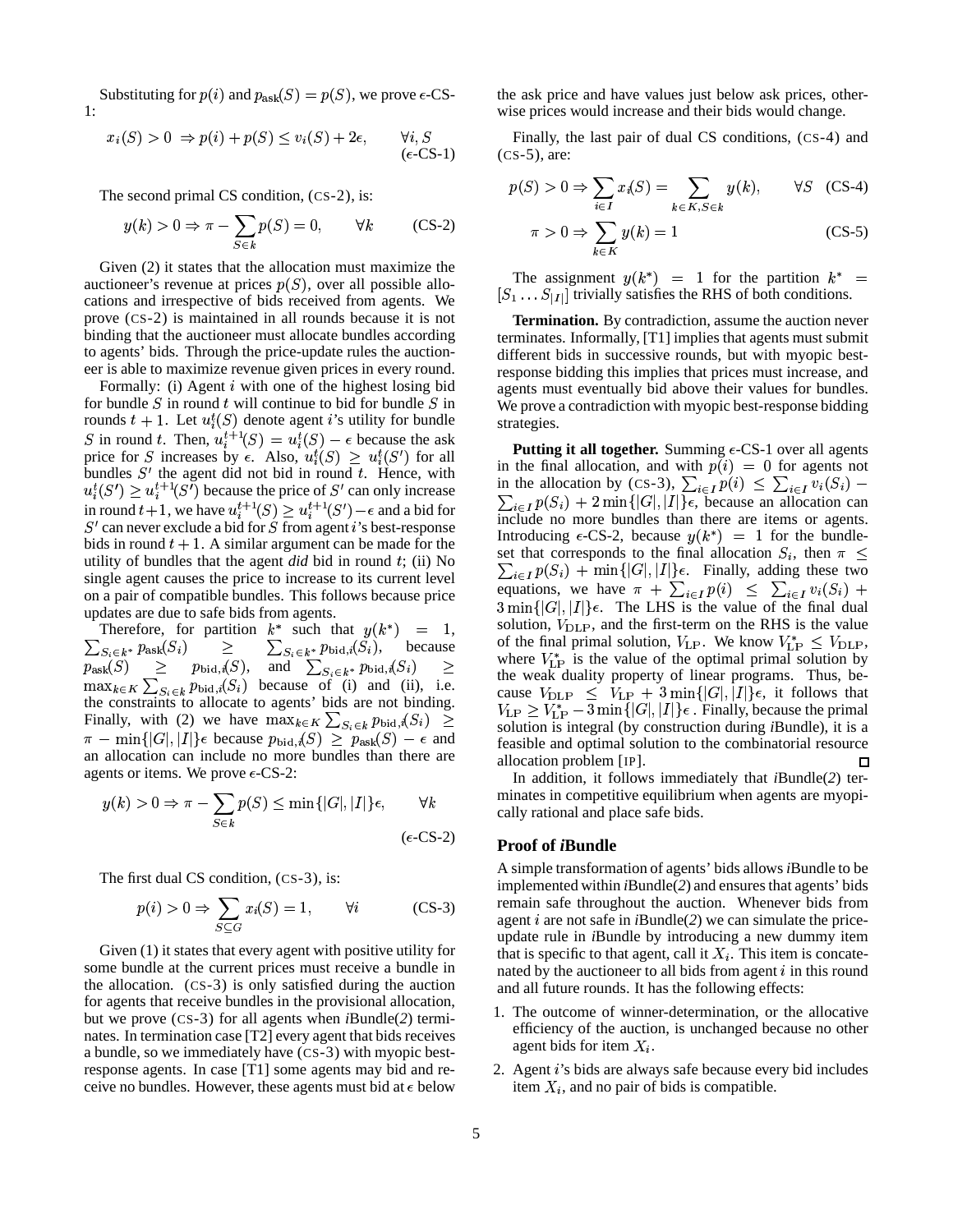Substituting for $p(i)$ and $p_{\text{ask}}(S) = p(S)$, we prove $\epsilon$-CS-1:

$$x_i(S) > 0 \Rightarrow p(i) + p(S) \le v_i(S) + 2\epsilon, \qquad \forall i, S \qquad (\epsilon\text{-CS-1})$$

The second primal CS condition, (CS-2), is:

$$y(k) > 0 \Rightarrow \pi - \sum_{S \in k} p(S) = 0, \qquad \forall k \qquad \text{(CS-2)}$$

Given (2) it states that the allocation must maximize the auctioneer's revenue at prices $p(S)$, over all possible allocations and irrespective of bids received from agents. We prove (CS-2) is maintained in all rounds because it is not binding that the auctioneer must allocate bundles according to agents' bids. Through the price-update rules the auctioneer is able to maximize revenue given prices in every round.

Formally: (i) Agent $i$ with one of the highest losing bid for bundle $S$ in round $t$ will continue to bid for bundle $S$ in rounds $t+1$. Let $u_i^t(S)$ denote agent $i$'s utility for bundle $S$ in round $t$. Then, $u_i^{t+1}(S) = u_i^t(S) - \epsilon$ because the ask price for $S$ increases by $\epsilon$. Also, $u_i^t(S) \ge u_i^t(S')$ for all bundles $S'$ the agent did not bid in round $t$. Hence, with $u_i^t(S') \ge u_i^{t+1}(S')$ because the price of $S'$ can only increase in round $t+1$, we have $u_i^{t+1}(S) \ge u_i^{t+1}(S') - \epsilon$ and a bid for $S'$ can never exclude a bid for $S$ from agent $i$'s best-response bids in round $t+1$. A similar argument can be made for the utility of bundles that the agent *did* bid in round $t$; (ii) No single agent causes the price to increase to its current level on a pair of compatible bundles. This follows because price updates are due to safe bids from agents.

Therefore, for partition $k^*$ such that $y(k^*) = 1$, $\sum_{S_i \in k^*} p_{\text{ask}}(S_i) \ge \sum_{S_i \in k^*} p_{\text{bid},i}(S_i)$, because $p_{\text{ask}}(S) \ge p_{\text{bid},i}(S)$, and $\sum_{S_i \in k^*} p_{\text{bid},i}(S_i) \ge \max_{k \in K} \sum_{S_i \in k} p_{\text{bid},i}(S_i)$ because of (i) and (ii), i.e. the constraints to allocate to agents' bids are not binding. Finally, with (2) we have $\max_{k \in K} \sum_{S_i \in k} p_{\text{bid},i}(S_i) \ge \pi - \min\{|G|, |I|\}\epsilon$ because $p_{\text{bid},i}(S) \ge p_{\text{ask}}(S) - \epsilon$ and an allocation can include no more bundles than there are agents or items. We prove $\epsilon$-CS-2:

$$y(k) > 0 \Rightarrow \pi - \sum_{S \in k} p(S) \le \min\{|G|, |I|\}\epsilon, \qquad \forall k \qquad (\epsilon\text{-CS-2})$$

The first dual CS condition, (CS-3), is:

$$p(i) > 0 \Rightarrow \sum_{S \subseteq G} x_i(S) = 1, \qquad \forall i \qquad \text{(CS-3)}$$

Given (1) it states that every agent with positive utility for some bundle at the current prices must receive a bundle in the allocation. (CS-3) is only satisfied during the auction for agents that receive bundles in the provisional allocation, but we prove (CS-3) for all agents when *i*Bundle(*2*) terminates. In termination case [T2] every agent that bids receives a bundle, so we immediately have (CS-3) with myopic best-response agents. In case [T1] some agents may bid and receive no bundles. However, these agents must bid at $\epsilon$ below the ask price and have values just below ask prices, otherwise prices would increase and their bids would change.

Finally, the last pair of dual CS conditions, (CS-4) and (CS-5), are:

$$p(S) > 0 \Rightarrow \sum_{i \in I} x_i(S) = \sum_{k \in K, S \in k} y(k), \qquad \forall S \quad \text{(CS-4)}$$

$$\pi > 0 \Rightarrow \sum_{k \in K} y(k) = 1 \qquad \text{(CS-5)}$$

The assignment $y(k^*) = 1$ for the partition $k^* = [S_1 \ldots S_{|I|}]$ trivially satisfies the RHS of both conditions.

**Termination.** By contradiction, assume the auction never terminates. Informally, [T1] implies that agents must submit different bids in successive rounds, but with myopic best-response bidding this implies that prices must increase, and agents must eventually bid above their values for bundles. We prove a contradiction with myopic best-response bidding strategies.

**Putting it all together.** Summing $\epsilon$-CS-1 over all agents in the final allocation, and with $p(i) = 0$ for agents not in the allocation by (CS-3), $\sum_{i \in I} p(i) \le \sum_{i \in I} v_i(S_i) - \sum_{i \in I} p(S_i) + 2\min\{|G|, |I|\}\epsilon$, because an allocation can include no more bundles than there are items or agents. Introducing $\epsilon$-CS-2, because $y(k^*) = 1$ for the bundle-set that corresponds to the final allocation $S_i$, then $\pi \le \sum_{i \in I} p(S_i) + \min\{|G|, |I|\}\epsilon$. Finally, adding these two equations, we have $\pi + \sum_{i \in I} p(i) \le \sum_{i \in I} v_i(S_i) + 3\min\{|G|, |I|\}\epsilon$. The LHS is the value of the final dual solution, $V_{\text{DLP}}$, and the first-term on the RHS is the value of the final primal solution, $V_{\text{LP}}$. We know $V_{\text{LP}}^* \le V_{\text{DLP}}$, where $V_{\text{LP}}^*$ is the value of the optimal primal solution by the weak duality property of linear programs. Thus, because $V_{\text{DLP}} \le V_{\text{LP}} + 3\min\{|G|, |I|\}\epsilon$, it follows that $V_{\text{LP}} \ge V_{\text{LP}}^* - 3\min\{|G|, |I|\}\epsilon$. Finally, because the primal solution is integral (by construction during *i*Bundle), it is a feasible and optimal solution to the combinatorial resource allocation problem [IP]. □

In addition, it follows immediately that *i*Bundle(*2*) terminates in competitive equilibrium when agents are myopically rational and place safe bids.

### Proof of *i*Bundle

A simple transformation of agents' bids allows *i*Bundle to be implemented within *i*Bundle(*2*) and ensures that agents' bids remain safe throughout the auction. Whenever bids from agent $i$ are not safe in *i*Bundle(*2*) we can simulate the price-update rule in *i*Bundle by introducing a new dummy item that is specific to that agent, call it $X_i$. This item is concatenated by the auctioneer to all bids from agent $i$ in this round and all future rounds. It has the following effects:

1. The outcome of winner-determination, or the allocative efficiency of the auction, is unchanged because no other agent bids for item $X_i$.
2. Agent $i$'s bids are always safe because every bid includes item $X_i$, and no pair of bids is compatible.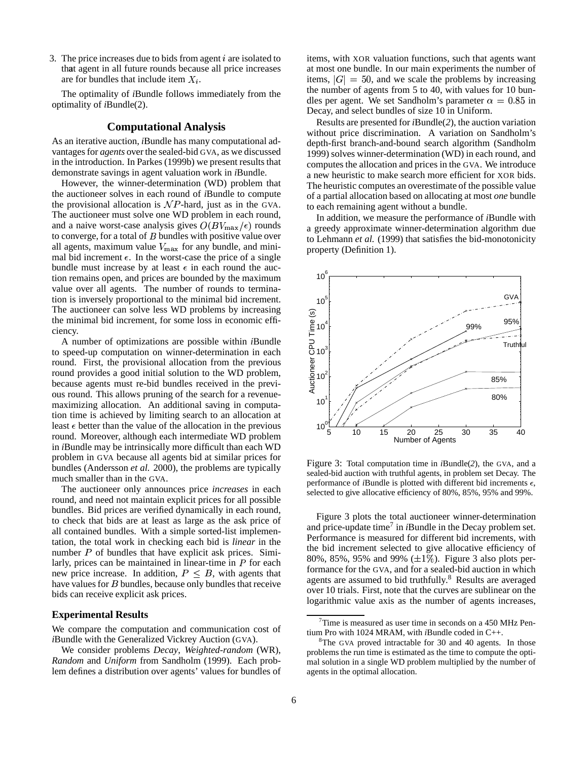3. The price increases due to bids from agent $i$ are isolated to that agent in all future rounds because all price increases are for bundles that include item $X_i$.

The optimality of *i*Bundle follows immediately from the optimality of *i*Bundle(2).

## Computational Analysis

As an iterative auction, *i*Bundle has many computational advantages for *agents* over the sealed-bid GVA, as we discussed in the introduction. In Parkes (1999b) we present results that demonstrate savings in agent valuation work in *i*Bundle.

However, the winner-determination (WD) problem that the auctioneer solves in each round of *i*Bundle to compute the provisional allocation is $\mathcal{NP}$-hard, just as in the GVA. The auctioneer must solve one WD problem in each round, and a naive worst-case analysis gives $O(BV_{\max}/\epsilon)$ rounds to converge, for a total of $B$ bundles with positive value over all agents, maximum value $V_{\max}$ for any bundle, and minimal bid increment $\epsilon$. In the worst-case the price of a single bundle must increase by at least $\epsilon$ in each round the auction remains open, and prices are bounded by the maximum value over all agents. The number of rounds to termination is inversely proportional to the minimal bid increment. The auctioneer can solve less WD problems by increasing the minimal bid increment, for some loss in economic efficiency.

A number of optimizations are possible within *i*Bundle to speed-up computation on winner-determination in each round. First, the provisional allocation from the previous round provides a good initial solution to the WD problem, because agents must re-bid bundles received in the previous round. This allows pruning of the search for a revenue-maximizing allocation. An additional saving in computation time is achieved by limiting search to an allocation at least $\epsilon$ better than the value of the allocation in the previous round. Moreover, although each intermediate WD problem in *i*Bundle may be intrinsically more difficult than each WD problem in GVA because all agents bid at similar prices for bundles (Andersson *et al.* 2000), the problems are typically much smaller than in the GVA.

The auctioneer only announces price *increases* in each round, and need not maintain explicit prices for all possible bundles. Bid prices are verified dynamically in each round, to check that bids are at least as large as the ask price of all contained bundles. With a simple sorted-list implementation, the total work in checking each bid is *linear* in the number $P$ of bundles that have explicit ask prices. Similarly, prices can be maintained in linear-time in $P$ for each new price increase. In addition, $P \leq B$, with agents that have values for $B$ bundles, because only bundles that receive bids can receive explicit ask prices.

### Experimental Results

We compare the computation and communication cost of *i*Bundle with the Generalized Vickrey Auction (GVA).

We consider problems *Decay*, *Weighted-random* (WR), *Random* and *Uniform* from Sandholm (1999). Each problem defines a distribution over agents' values for bundles of items, with XOR valuation functions, such that agents want at most one bundle. In our main experiments the number of items, $|G| = 50$, and we scale the problems by increasing the number of agents from 5 to 40, with values for 10 bundles per agent. We set Sandholm's parameter $\alpha = 0.85$ in Decay, and select bundles of size 10 in Uniform.

Results are presented for *i*Bundle(*2*), the auction variation without price discrimination. A variation on Sandholm's depth-first branch-and-bound search algorithm (Sandholm 1999) solves winner-determination (WD) in each round, and computes the allocation and prices in the GVA. We introduce a new heuristic to make search more efficient for XOR bids. The heuristic computes an overestimate of the possible value of a partial allocation based on allocating at most *one* bundle to each remaining agent without a bundle.

In addition, we measure the performance of *i*Bundle with a greedy approximate winner-determination algorithm due to Lehmann *et al.* (1999) that satisfies the bid-monotonicity property (Definition 1).

Figure 3: Total computation time in *i*Bundle(*2*), the GVA, and a sealed-bid auction with truthful agents, in problem set Decay. The performance of *i*Bundle is plotted with different bid increments $\epsilon$, selected to give allocative efficiency of 80%, 85%, 95% and 99%.

Figure 3 plots the total auctioneer winner-determination and price-update time[7] in *i*Bundle in the Decay problem set. Performance is measured for different bid increments, with the bid increment selected to give allocative efficiency of 80%, 85%, 95% and 99% ($\pm 1\%$). Figure 3 also plots performance for the GVA, and for a sealed-bid auction in which agents are assumed to bid truthfully.[8] Results are averaged over 10 trials. First, note that the curves are sublinear on the logarithmic value axis as the number of agents increases,

[7] Time is measured as user time in seconds on a 450 MHz Pentium Pro with 1024 MRAM, with *i*Bundle coded in C++.

[8] The GVA proved intractable for 30 and 40 agents. In those problems the run time is estimated as the time to compute the optimal solution in a single WD problem multiplied by the number of agents in the optimal allocation.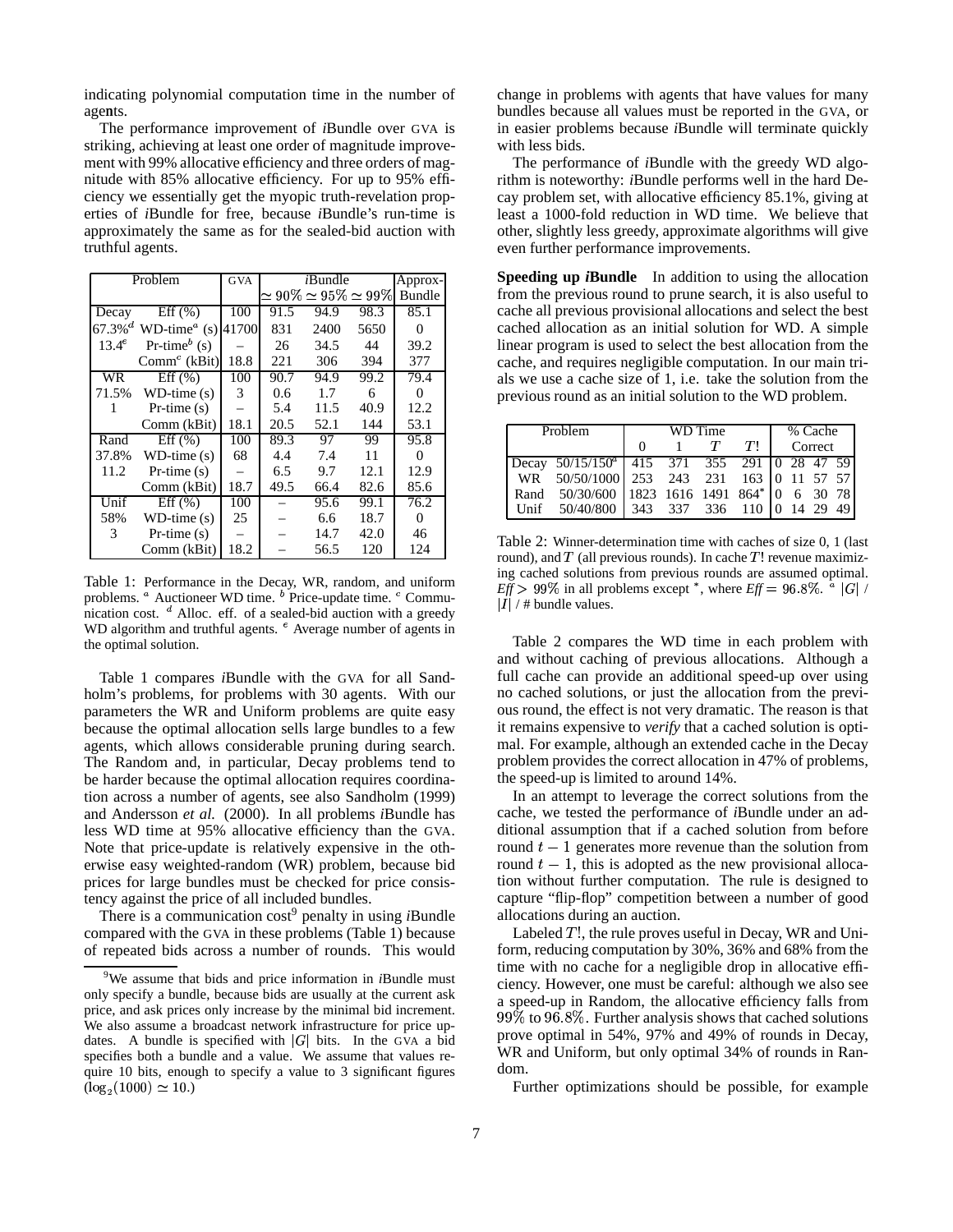indicating polynomial computation time in the number of agents.

The performance improvement of *i*Bundle over GVA is striking, achieving at least one order of magnitude improvement with 99% allocative efficiency and three orders of magnitude with 85% allocative efficiency. For up to 95% efficiency we essentially get the myopic truth-revelation properties of *i*Bundle for free, because *i*Bundle's run-time is approximately the same as for the sealed-bid auction with truthful agents.

| Problem | | GVA | *i*Bundle | | | Approx-Bundle |
|---|---|---|---|---|---|---|
| | | | $\simeq 90\%$ | $\simeq 95\%$ | $\simeq 99\%$ | |
| Decay | Eff (%) | 100 | 91.5 | 94.9 | 98.3 | 85.1 |
| 67.3%[d] | WD-time[a] (s) | 41700 | 831 | 2400 | 5650 | 0 |
| 13.4[e] | Pr-time[b] (s) | – | 26 | 34.5 | 44 | 39.2 |
| | Comm[c] (kBit) | 18.8 | 221 | 306 | 394 | 377 |
| WR | Eff (%) | 100 | 90.7 | 94.9 | 99.2 | 79.4 |
| 71.5% | WD-time (s) | 3 | 0.6 | 1.7 | 6 | 0 |
| 1 | Pr-time (s) | – | 5.4 | 11.5 | 40.9 | 12.2 |
| | Comm (kBit) | 18.1 | 20.5 | 52.1 | 144 | 53.1 |
| Rand | Eff (%) | 100 | 89.3 | 97 | 99 | 95.8 |
| 37.8% | WD-time (s) | 68 | 4.4 | 7.4 | 11 | 0 |
| 11.2 | Pr-time (s) | – | 6.5 | 9.7 | 12.1 | 12.9 |
| | Comm (kBit) | 18.7 | 49.5 | 66.4 | 82.6 | 85.6 |
| Unif | Eff (%) | 100 | – | 95.6 | 99.1 | 76.2 |
| 58% | WD-time (s) | 25 | – | 6.6 | 18.7 | 0 |
| 3 | Pr-time (s) | – | – | 14.7 | 42.0 | 46 |
| | Comm (kBit) | 18.2 | – | 56.5 | 120 | 124 |

Table 1: Performance in the Decay, WR, random, and uniform problems. [a] Auctioneer WD time. [b] Price-update time. [c] Communication cost. [d] Alloc. eff. of a sealed-bid auction with a greedy WD algorithm and truthful agents. [e] Average number of agents in the optimal solution.

Table 1 compares *i*Bundle with the GVA for all Sandholm's problems, for problems with 30 agents. With our parameters the WR and Uniform problems are quite easy because the optimal allocation sells large bundles to a few agents, which allows considerable pruning during search. The Random and, in particular, Decay problems tend to be harder because the optimal allocation requires coordination across a number of agents, see also Sandholm (1999) and Andersson *et al.* (2000). In all problems *i*Bundle has less WD time at 95% allocative efficiency than the GVA. Note that price-update is relatively expensive in the otherwise easy weighted-random (WR) problem, because bid prices for large bundles must be checked for price consistency against the price of all included bundles.

There is a communication cost[9] penalty in using *i*Bundle compared with the GVA in these problems (Table 1) because of repeated bids across a number of rounds. This would change in problems with agents that have values for many bundles because all values must be reported in the GVA, or in easier problems because *i*Bundle will terminate quickly with less bids.

The performance of *i*Bundle with the greedy WD algorithm is noteworthy: *i*Bundle performs well in the hard Decay problem set, with allocative efficiency 85.1%, giving at least a 1000-fold reduction in WD time. We believe that other, slightly less greedy, approximate algorithms will give even further performance improvements.

**Speeding up *i*Bundle** In addition to using the allocation from the previous round to prune search, it is also useful to cache all previous provisional allocations and select the best cached allocation as an initial solution for WD. A simple linear program is used to select the best allocation from the cache, and requires negligible computation. In our main trials we use a cache size of 1, i.e. take the solution from the previous round as an initial solution to the WD problem.

| Problem | | WD Time | | | | % Cache Correct | | | |
|---|---|---|---|---|---|---|---|---|---|
| | | 0 | 1 | $T$ | $T!$ | | | | |
| Decay | 50/15/150[a] | 415 | 371 | 355 | 291 | 0 | 28 | 47 | 59 |
| WR | 50/50/1000 | 253 | 243 | 231 | 163 | 0 | 11 | 57 | 57 |
| Rand | 50/30/600 | 1823 | 1616 | 1491 | 864* | 0 | 6 | 30 | 78 |
| Unif | 50/40/800 | 343 | 337 | 336 | 110 | 0 | 14 | 29 | 49 |

Table 2: Winner-determination time with caches of size 0, 1 (last round), and $T$ (all previous rounds). In cache $T!$ revenue maximizing cached solutions from previous rounds are assumed optimal. *Eff* $> 99\%$ in all problems except *, where *Eff* $= 96.8\%$. [a] $|G|$ / $|I|$ / # bundle values.

Table 2 compares the WD time in each problem with and without caching of previous allocations. Although a full cache can provide an additional speed-up over using no cached solutions, or just the allocation from the previous round, the effect is not very dramatic. The reason is that it remains expensive to *verify* that a cached solution is optimal. For example, although an extended cache in the Decay problem provides the correct allocation in 47% of problems, the speed-up is limited to around 14%.

In an attempt to leverage the correct solutions from the cache, we tested the performance of *i*Bundle under an additional assumption that if a cached solution from before round $t-1$ generates more revenue than the solution from round $t-1$, this is adopted as the new provisional allocation without further computation. The rule is designed to capture "flip-flop" competition between a number of good allocations during an auction.

Labeled $T!$, the rule proves useful in Decay, WR and Uniform, reducing computation by 30%, 36% and 68% from the time with no cache for a negligible drop in allocative efficiency. However, one must be careful: although we also see a speed-up in Random, the allocative efficiency falls from $99\%$ to $96.8\%$. Further analysis shows that cached solutions prove optimal in 54%, 97% and 49% of rounds in Decay, WR and Uniform, but only optimal 34% of rounds in Random.

Further optimizations should be possible, for example

[9] We assume that bids and price information in *i*Bundle must only specify a bundle, because bids are usually at the current ask price, and ask prices only increase by the minimal bid increment. We also assume a broadcast network infrastructure for price updates. A bundle is specified with $|G|$ bits. In the GVA a bid specifies both a bundle and a value. We assume that values require 10 bits, enough to specify a value to 3 significant figures ($\log_2(1000) \simeq 10$.)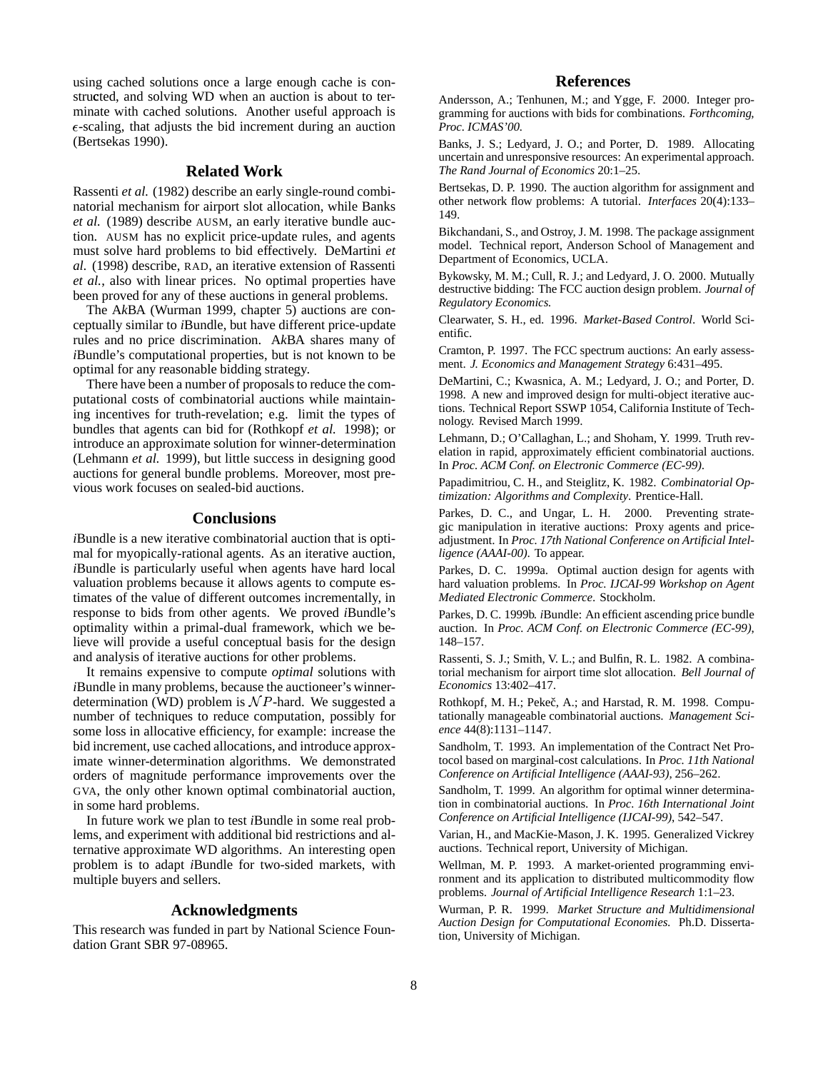using cached solutions once a large enough cache is constructed, and solving WD when an auction is about to terminate with cached solutions. Another useful approach is $\epsilon$-scaling, that adjusts the bid increment during an auction (Bertsekas 1990).

## Related Work

Rassenti *et al.* (1982) describe an early single-round combinatorial mechanism for airport slot allocation, while Banks *et al.* (1989) describe AUSM, an early iterative bundle auction. AUSM has no explicit price-update rules, and agents must solve hard problems to bid effectively. DeMartini *et al.* (1998) describe, RAD, an iterative extension of Rassenti *et al.*, also with linear prices. No optimal properties have been proved for any of these auctions in general problems.

The A*k*BA (Wurman 1999, chapter 5) auctions are conceptually similar to *i*Bundle, but have different price-update rules and no price discrimination. A*k*BA shares many of *i*Bundle's computational properties, but is not known to be optimal for any reasonable bidding strategy.

There have been a number of proposals to reduce the computational costs of combinatorial auctions while maintaining incentives for truth-revelation; e.g. limit the types of bundles that agents can bid for (Rothkopf *et al.* 1998); or introduce an approximate solution for winner-determination (Lehmann *et al.* 1999), but little success in designing good auctions for general bundle problems. Moreover, most previous work focuses on sealed-bid auctions.

## Conclusions

*i*Bundle is a new iterative combinatorial auction that is optimal for myopically-rational agents. As an iterative auction, *i*Bundle is particularly useful when agents have hard local valuation problems because it allows agents to compute estimates of the value of different outcomes incrementally, in response to bids from other agents. We proved *i*Bundle's optimality within a primal-dual framework, which we believe will provide a useful conceptual basis for the design and analysis of iterative auctions for other problems.

It remains expensive to compute *optimal* solutions with *i*Bundle in many problems, because the auctioneer's winner-determination (WD) problem is $\mathcal{NP}$-hard. We suggested a number of techniques to reduce computation, possibly for some loss in allocative efficiency, for example: increase the bid increment, use cached allocations, and introduce approximate winner-determination algorithms. We demonstrated orders of magnitude performance improvements over the GVA, the only other known optimal combinatorial auction, in some hard problems.

In future work we plan to test *i*Bundle in some real problems, and experiment with additional bid restrictions and alternative approximate WD algorithms. An interesting open problem is to adapt *i*Bundle for two-sided markets, with multiple buyers and sellers.

## Acknowledgments

This research was funded in part by National Science Foundation Grant SBR 97-08965.

## References

Andersson, A.; Tenhunen, M.; and Ygge, F. 2000. Integer programming for auctions with bids for combinations. *Forthcoming, Proc. ICMAS'00.*

Banks, J. S.; Ledyard, J. O.; and Porter, D. 1989. Allocating uncertain and unresponsive resources: An experimental approach. *The Rand Journal of Economics* 20:1–25.

Bertsekas, D. P. 1990. The auction algorithm for assignment and other network flow problems: A tutorial. *Interfaces* 20(4):133–149.

Bikchandani, S., and Ostroy, J. M. 1998. The package assignment model. Technical report, Anderson School of Management and Department of Economics, UCLA.

Bykowsky, M. M.; Cull, R. J.; and Ledyard, J. O. 2000. Mutually destructive bidding: The FCC auction design problem. *Journal of Regulatory Economics.*

Clearwater, S. H., ed. 1996. *Market-Based Control*. World Scientific.

Cramton, P. 1997. The FCC spectrum auctions: An early assessment. *J. Economics and Management Strategy* 6:431–495.

DeMartini, C.; Kwasnica, A. M.; Ledyard, J. O.; and Porter, D. 1998. A new and improved design for multi-object iterative auctions. Technical Report SSWP 1054, California Institute of Technology. Revised March 1999.

Lehmann, D.; O'Callaghan, L.; and Shoham, Y. 1999. Truth revelation in rapid, approximately efficient combinatorial auctions. In *Proc. ACM Conf. on Electronic Commerce (EC-99)*.

Papadimitriou, C. H., and Steiglitz, K. 1982. *Combinatorial Optimization: Algorithms and Complexity*. Prentice-Hall.

Parkes, D. C., and Ungar, L. H. 2000. Preventing strategic manipulation in iterative auctions: Proxy agents and price-adjustment. In *Proc. 17th National Conference on Artificial Intelligence (AAAI-00)*. To appear.

Parkes, D. C. 1999a. Optimal auction design for agents with hard valuation problems. In *Proc. IJCAI-99 Workshop on Agent Mediated Electronic Commerce*. Stockholm.

Parkes, D. C. 1999b. *i*Bundle: An efficient ascending price bundle auction. In *Proc. ACM Conf. on Electronic Commerce (EC-99)*, 148–157.

Rassenti, S. J.; Smith, V. L.; and Bulfin, R. L. 1982. A combinatorial mechanism for airport time slot allocation. *Bell Journal of Economics* 13:402–417.

Rothkopf, M. H.; Pekeč, A.; and Harstad, R. M. 1998. Computationally manageable combinatorial auctions. *Management Science* 44(8):1131–1147.

Sandholm, T. 1993. An implementation of the Contract Net Protocol based on marginal-cost calculations. In *Proc. 11th National Conference on Artificial Intelligence (AAAI-93)*, 256–262.

Sandholm, T. 1999. An algorithm for optimal winner determination in combinatorial auctions. In *Proc. 16th International Joint Conference on Artificial Intelligence (IJCAI-99)*, 542–547.

Varian, H., and MacKie-Mason, J. K. 1995. Generalized Vickrey auctions. Technical report, University of Michigan.

Wellman, M. P. 1993. A market-oriented programming environment and its application to distributed multicommodity flow problems. *Journal of Artificial Intelligence Research* 1:1–23.

Wurman, P. R. 1999. *Market Structure and Multidimensional Auction Design for Computational Economies.* Ph.D. Dissertation, University of Michigan.